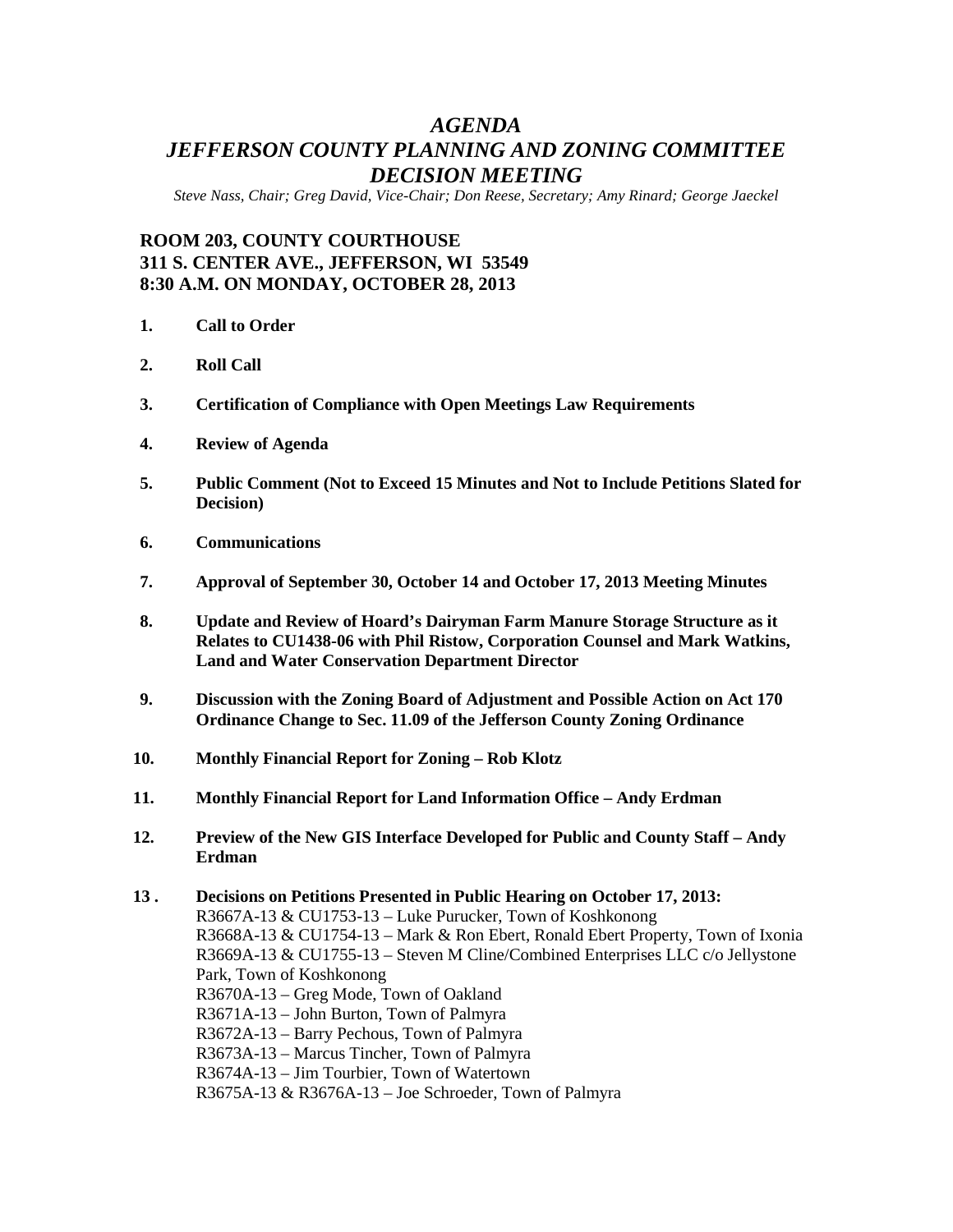# *AGENDA*
# *JEFFERSON COUNTY PLANNING AND ZONING COMMITTEE*
# *DECISION MEETING*

*Steve Nass, Chair; Greg David, Vice-Chair; Don Reese, Secretary; Amy Rinard; George Jaeckel*

**ROOM 203, COUNTY COURTHOUSE**
**311 S. CENTER AVE., JEFFERSON, WI 53549**
**8:30 A.M. ON MONDAY, OCTOBER 28, 2013**

1. **Call to Order**
2. **Roll Call**
3. **Certification of Compliance with Open Meetings Law Requirements**
4. **Review of Agenda**
5. **Public Comment (Not to Exceed 15 Minutes and Not to Include Petitions Slated for Decision)**
6. **Communications**
7. **Approval of September 30, October 14 and October 17, 2013 Meeting Minutes**
8. **Update and Review of Hoard's Dairyman Farm Manure Storage Structure as it Relates to CU1438-06 with Phil Ristow, Corporation Counsel and Mark Watkins, Land and Water Conservation Department Director**
9. **Discussion with the Zoning Board of Adjustment and Possible Action on Act 170 Ordinance Change to Sec. 11.09 of the Jefferson County Zoning Ordinance**
10. **Monthly Financial Report for Zoning – Rob Klotz**
11. **Monthly Financial Report for Land Information Office – Andy Erdman**
12. **Preview of the New GIS Interface Developed for Public and County Staff – Andy Erdman**
13. **Decisions on Petitions Presented in Public Hearing on October 17, 2013:**
    R3667A-13 & CU1753-13 – Luke Purucker, Town of Koshkonong
    R3668A-13 & CU1754-13 – Mark & Ron Ebert, Ronald Ebert Property, Town of Ixonia
    R3669A-13 & CU1755-13 – Steven M Cline/Combined Enterprises LLC c/o Jellystone Park, Town of Koshkonong
    R3670A-13 – Greg Mode, Town of Oakland
    R3671A-13 – John Burton, Town of Palmyra
    R3672A-13 – Barry Pechous, Town of Palmyra
    R3673A-13 – Marcus Tincher, Town of Palmyra
    R3674A-13 – Jim Tourbier, Town of Watertown
    R3675A-13 & R3676A-13 – Joe Schroeder, Town of Palmyra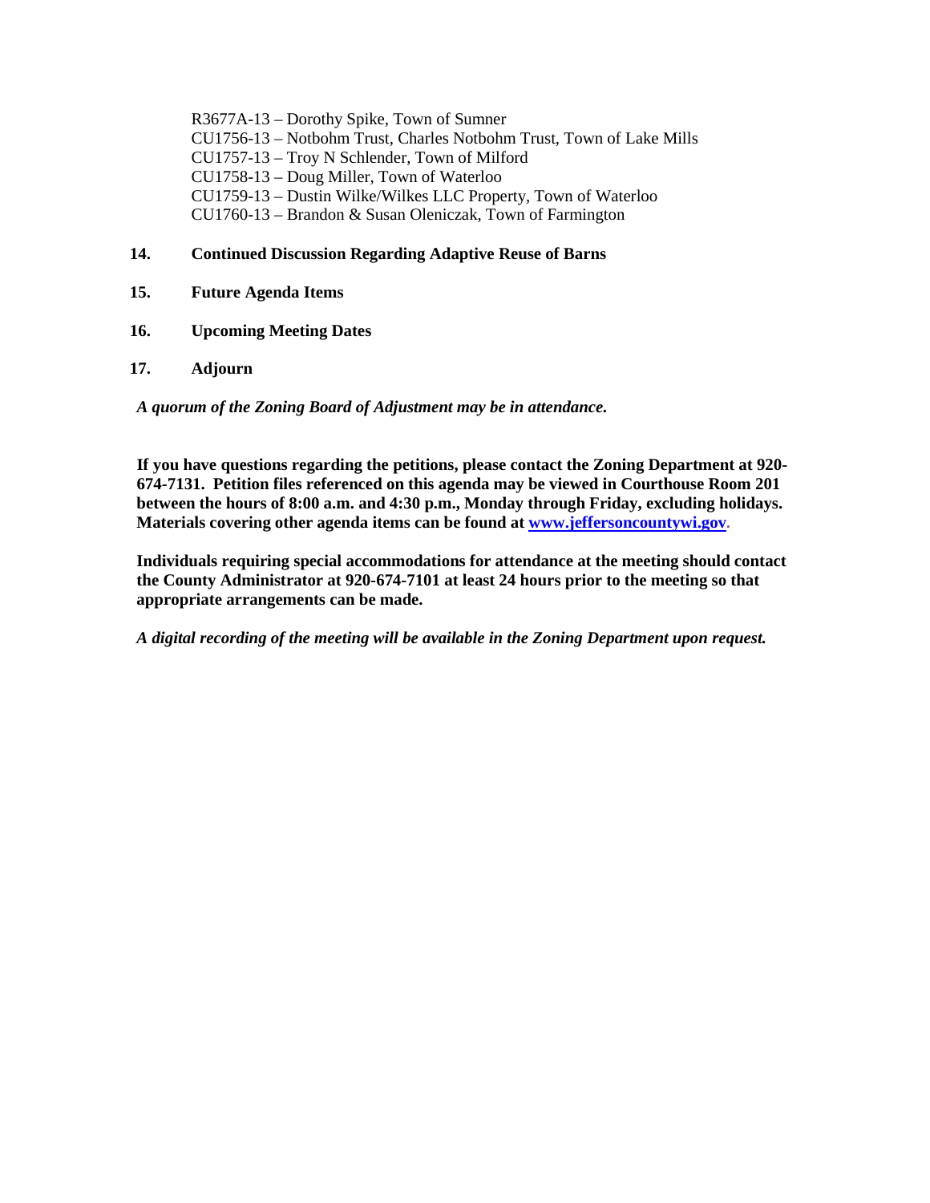R3677A-13 – Dorothy Spike, Town of Sumner
CU1756-13 – Notbohm Trust, Charles Notbohm Trust, Town of Lake Mills
CU1757-13 – Troy N Schlender, Town of Milford
CU1758-13 – Doug Miller, Town of Waterloo
CU1759-13 – Dustin Wilke/Wilkes LLC Property, Town of Waterloo
CU1760-13 – Brandon & Susan Oleniczak, Town of Farmington

**14. Continued Discussion Regarding Adaptive Reuse of Barns**

**15. Future Agenda Items**

**16. Upcoming Meeting Dates**

**17. Adjourn**

***A quorum of the Zoning Board of Adjustment may be in attendance.***

**If you have questions regarding the petitions, please contact the Zoning Department at 920-674-7131. Petition files referenced on this agenda may be viewed in Courthouse Room 201 between the hours of 8:00 a.m. and 4:30 p.m., Monday through Friday, excluding holidays. Materials covering other agenda items can be found at [www.jeffersoncountywi.gov](http://www.jeffersoncountywi.gov).**

**Individuals requiring special accommodations for attendance at the meeting should contact the County Administrator at 920-674-7101 at least 24 hours prior to the meeting so that appropriate arrangements can be made.**

***A digital recording of the meeting will be available in the Zoning Department upon request.***